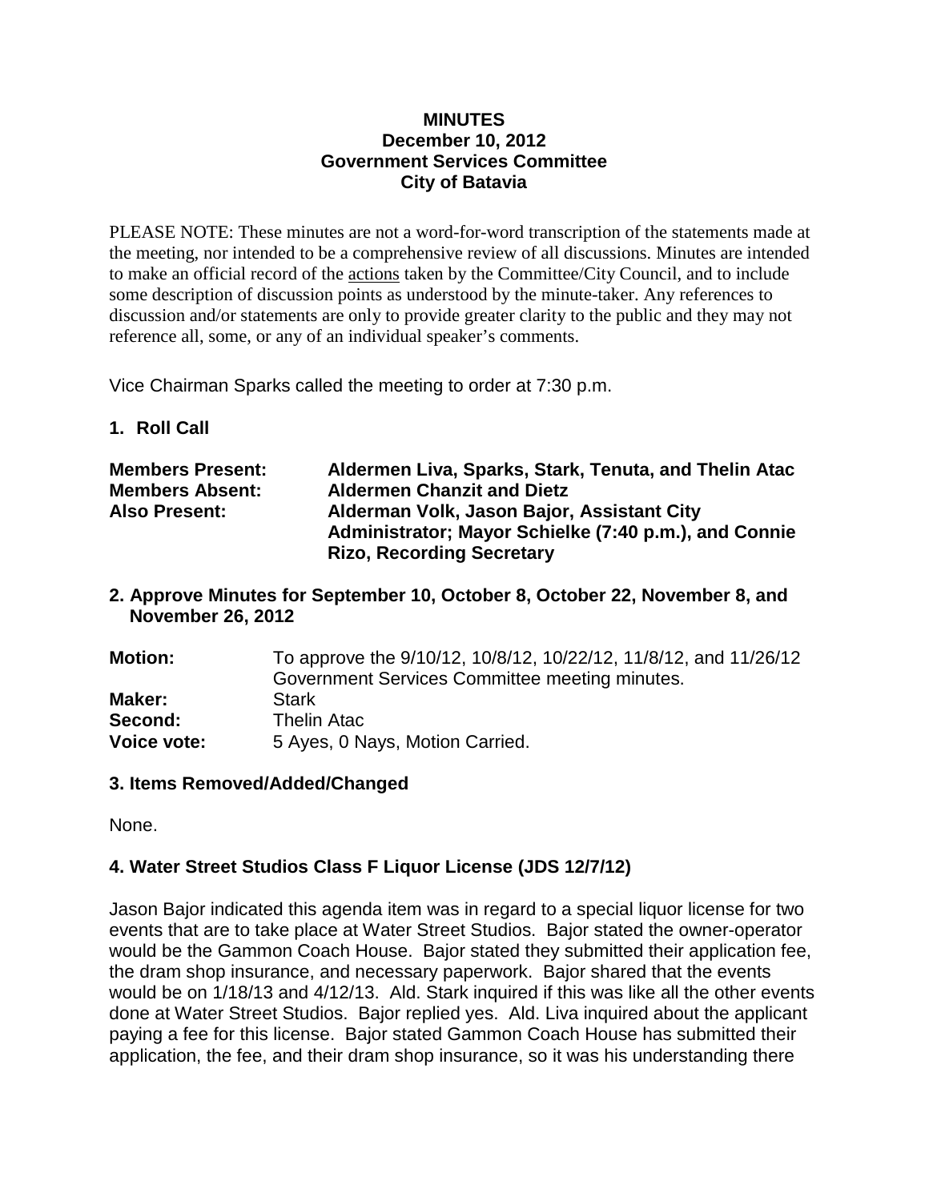**MINUTES**
**December 10, 2012**
**Government Services Committee**
**City of Batavia**

PLEASE NOTE: These minutes are not a word-for-word transcription of the statements made at the meeting, nor intended to be a comprehensive review of all discussions. Minutes are intended to make an official record of the actions taken by the Committee/City Council, and to include some description of discussion points as understood by the minute-taker. Any references to discussion and/or statements are only to provide greater clarity to the public and they may not reference all, some, or any of an individual speaker's comments.

Vice Chairman Sparks called the meeting to order at 7:30 p.m.

## 1. Roll Call

| | |
|---|---|
| **Members Present:** | **Aldermen Liva, Sparks, Stark, Tenuta, and Thelin Atac** |
| **Members Absent:** | **Aldermen Chanzit and Dietz** |
| **Also Present:** | **Alderman Volk, Jason Bajor, Assistant City Administrator; Mayor Schielke (7:40 p.m.), and Connie Rizo, Recording Secretary** |

## 2. Approve Minutes for September 10, October 8, October 22, November 8, and November 26, 2012

| | |
|---|---|
| **Motion:** | To approve the 9/10/12, 10/8/12, 10/22/12, 11/8/12, and 11/26/12 Government Services Committee meeting minutes. |
| **Maker:** | Stark |
| **Second:** | Thelin Atac |
| **Voice vote:** | 5 Ayes, 0 Nays, Motion Carried. |

## 3. Items Removed/Added/Changed

None.

## 4. Water Street Studios Class F Liquor License (JDS 12/7/12)

Jason Bajor indicated this agenda item was in regard to a special liquor license for two events that are to take place at Water Street Studios. Bajor stated the owner-operator would be the Gammon Coach House. Bajor stated they submitted their application fee, the dram shop insurance, and necessary paperwork. Bajor shared that the events would be on 1/18/13 and 4/12/13. Ald. Stark inquired if this was like all the other events done at Water Street Studios. Bajor replied yes. Ald. Liva inquired about the applicant paying a fee for this license. Bajor stated Gammon Coach House has submitted their application, the fee, and their dram shop insurance, so it was his understanding there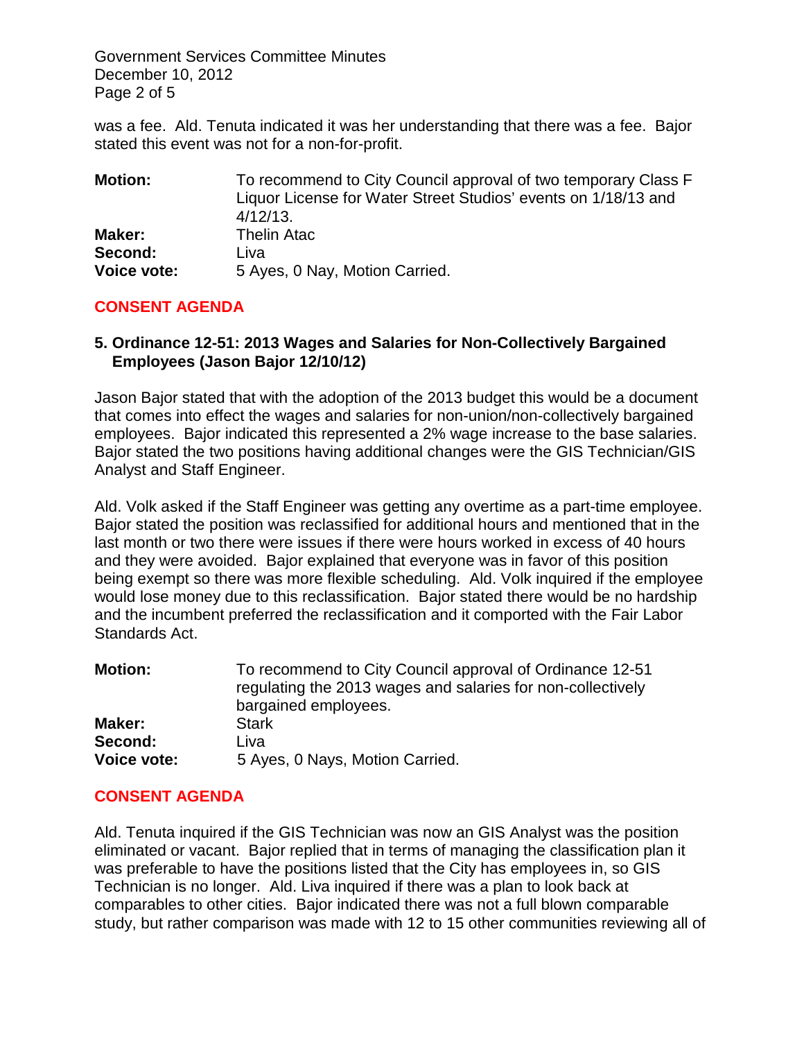was a fee. Ald. Tenuta indicated it was her understanding that there was a fee. Bajor stated this event was not for a non-for-profit.

| | |
|---|---|
| **Motion:** | To recommend to City Council approval of two temporary Class F Liquor License for Water Street Studios' events on 1/18/13 and 4/12/13. |
| **Maker:** | Thelin Atac |
| **Second:** | Liva |
| **Voice vote:** | 5 Ayes, 0 Nay, Motion Carried. |

**CONSENT AGENDA**

### 5. Ordinance 12-51: 2013 Wages and Salaries for Non-Collectively Bargained Employees (Jason Bajor 12/10/12)

Jason Bajor stated that with the adoption of the 2013 budget this would be a document that comes into effect the wages and salaries for non-union/non-collectively bargained employees. Bajor indicated this represented a 2% wage increase to the base salaries. Bajor stated the two positions having additional changes were the GIS Technician/GIS Analyst and Staff Engineer.

Ald. Volk asked if the Staff Engineer was getting any overtime as a part-time employee. Bajor stated the position was reclassified for additional hours and mentioned that in the last month or two there were issues if there were hours worked in excess of 40 hours and they were avoided. Bajor explained that everyone was in favor of this position being exempt so there was more flexible scheduling. Ald. Volk inquired if the employee would lose money due to this reclassification. Bajor stated there would be no hardship and the incumbent preferred the reclassification and it comported with the Fair Labor Standards Act.

| | |
|---|---|
| **Motion:** | To recommend to City Council approval of Ordinance 12-51 regulating the 2013 wages and salaries for non-collectively bargained employees. |
| **Maker:** | Stark |
| **Second:** | Liva |
| **Voice vote:** | 5 Ayes, 0 Nays, Motion Carried. |

**CONSENT AGENDA**

Ald. Tenuta inquired if the GIS Technician was now an GIS Analyst was the position eliminated or vacant. Bajor replied that in terms of managing the classification plan it was preferable to have the positions listed that the City has employees in, so GIS Technician is no longer. Ald. Liva inquired if there was a plan to look back at comparables to other cities. Bajor indicated there was not a full blown comparable study, but rather comparison was made with 12 to 15 other communities reviewing all of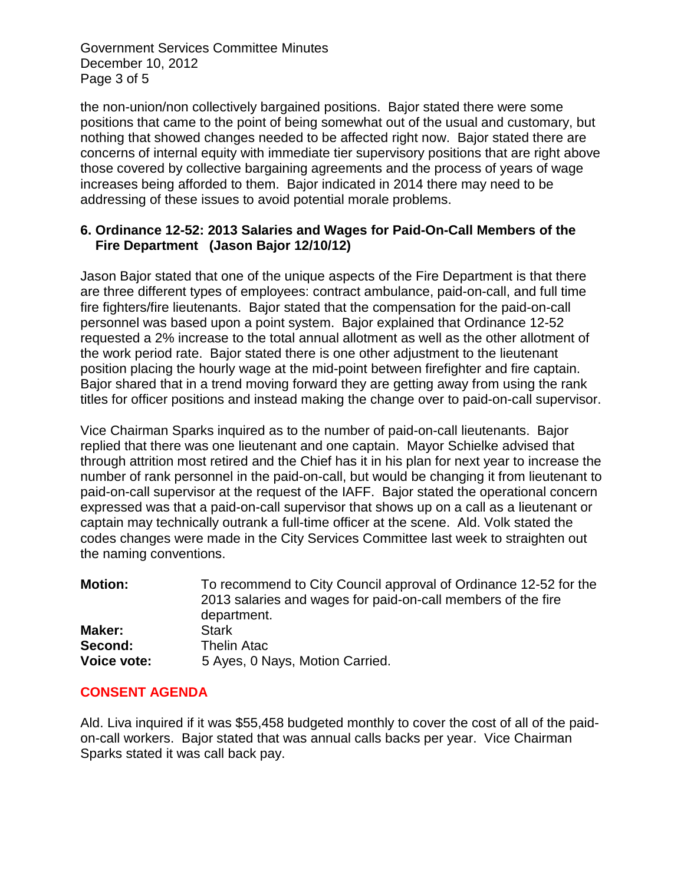the non-union/non collectively bargained positions. Bajor stated there were some positions that came to the point of being somewhat out of the usual and customary, but nothing that showed changes needed to be affected right now. Bajor stated there are concerns of internal equity with immediate tier supervisory positions that are right above those covered by collective bargaining agreements and the process of years of wage increases being afforded to them. Bajor indicated in 2014 there may need to be addressing of these issues to avoid potential morale problems.

**6. Ordinance 12-52: 2013 Salaries and Wages for Paid-On-Call Members of the Fire Department (Jason Bajor 12/10/12)**

Jason Bajor stated that one of the unique aspects of the Fire Department is that there are three different types of employees: contract ambulance, paid-on-call, and full time fire fighters/fire lieutenants. Bajor stated that the compensation for the paid-on-call personnel was based upon a point system. Bajor explained that Ordinance 12-52 requested a 2% increase to the total annual allotment as well as the other allotment of the work period rate. Bajor stated there is one other adjustment to the lieutenant position placing the hourly wage at the mid-point between firefighter and fire captain. Bajor shared that in a trend moving forward they are getting away from using the rank titles for officer positions and instead making the change over to paid-on-call supervisor.

Vice Chairman Sparks inquired as to the number of paid-on-call lieutenants. Bajor replied that there was one lieutenant and one captain. Mayor Schielke advised that through attrition most retired and the Chief has it in his plan for next year to increase the number of rank personnel in the paid-on-call, but would be changing it from lieutenant to paid-on-call supervisor at the request of the IAFF. Bajor stated the operational concern expressed was that a paid-on-call supervisor that shows up on a call as a lieutenant or captain may technically outrank a full-time officer at the scene. Ald. Volk stated the codes changes were made in the City Services Committee last week to straighten out the naming conventions.

| | |
|---|---|
| **Motion:** | To recommend to City Council approval of Ordinance 12-52 for the 2013 salaries and wages for paid-on-call members of the fire department. |
| **Maker:** | Stark |
| **Second:** | Thelin Atac |
| **Voice vote:** | 5 Ayes, 0 Nays, Motion Carried. |

**CONSENT AGENDA**

Ald. Liva inquired if it was $55,458 budgeted monthly to cover the cost of all of the paid-on-call workers. Bajor stated that was annual calls backs per year. Vice Chairman Sparks stated it was call back pay.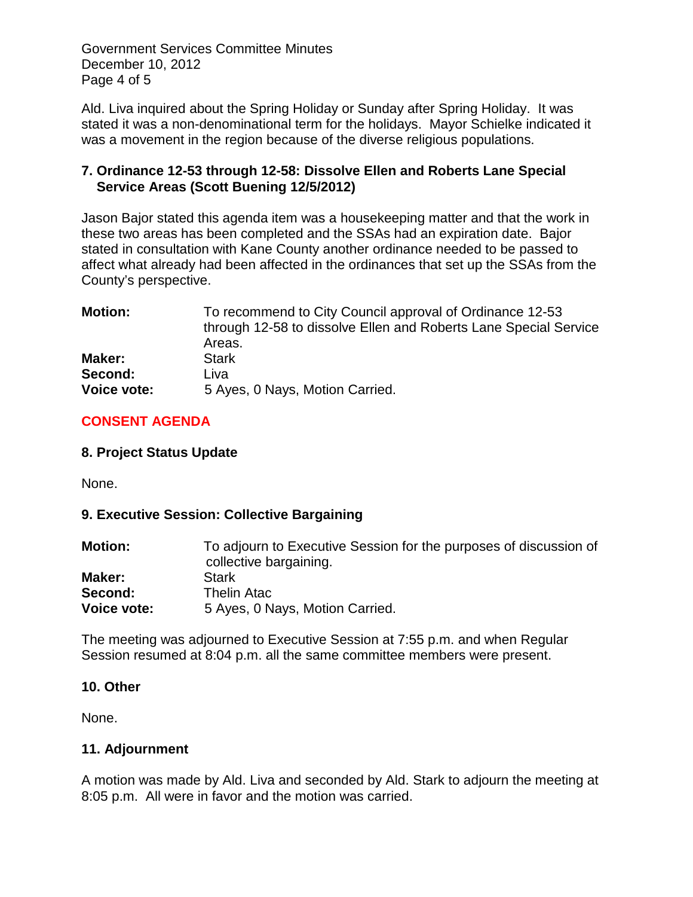Ald. Liva inquired about the Spring Holiday or Sunday after Spring Holiday. It was stated it was a non-denominational term for the holidays. Mayor Schielke indicated it was a movement in the region because of the diverse religious populations.

**7. Ordinance 12-53 through 12-58: Dissolve Ellen and Roberts Lane Special Service Areas (Scott Buening 12/5/2012)**

Jason Bajor stated this agenda item was a housekeeping matter and that the work in these two areas has been completed and the SSAs had an expiration date. Bajor stated in consultation with Kane County another ordinance needed to be passed to affect what already had been affected in the ordinances that set up the SSAs from the County's perspective.

| | |
|---|---|
| **Motion:** | To recommend to City Council approval of Ordinance 12-53 through 12-58 to dissolve Ellen and Roberts Lane Special Service Areas. |
| **Maker:** | Stark |
| **Second:** | Liva |
| **Voice vote:** | 5 Ayes, 0 Nays, Motion Carried. |

**CONSENT AGENDA**

**8. Project Status Update**

None.

**9. Executive Session: Collective Bargaining**

| | |
|---|---|
| **Motion:** | To adjourn to Executive Session for the purposes of discussion of collective bargaining. |
| **Maker:** | Stark |
| **Second:** | Thelin Atac |
| **Voice vote:** | 5 Ayes, 0 Nays, Motion Carried. |

The meeting was adjourned to Executive Session at 7:55 p.m. and when Regular Session resumed at 8:04 p.m. all the same committee members were present.

**10. Other**

None.

**11. Adjournment**

A motion was made by Ald. Liva and seconded by Ald. Stark to adjourn the meeting at 8:05 p.m. All were in favor and the motion was carried.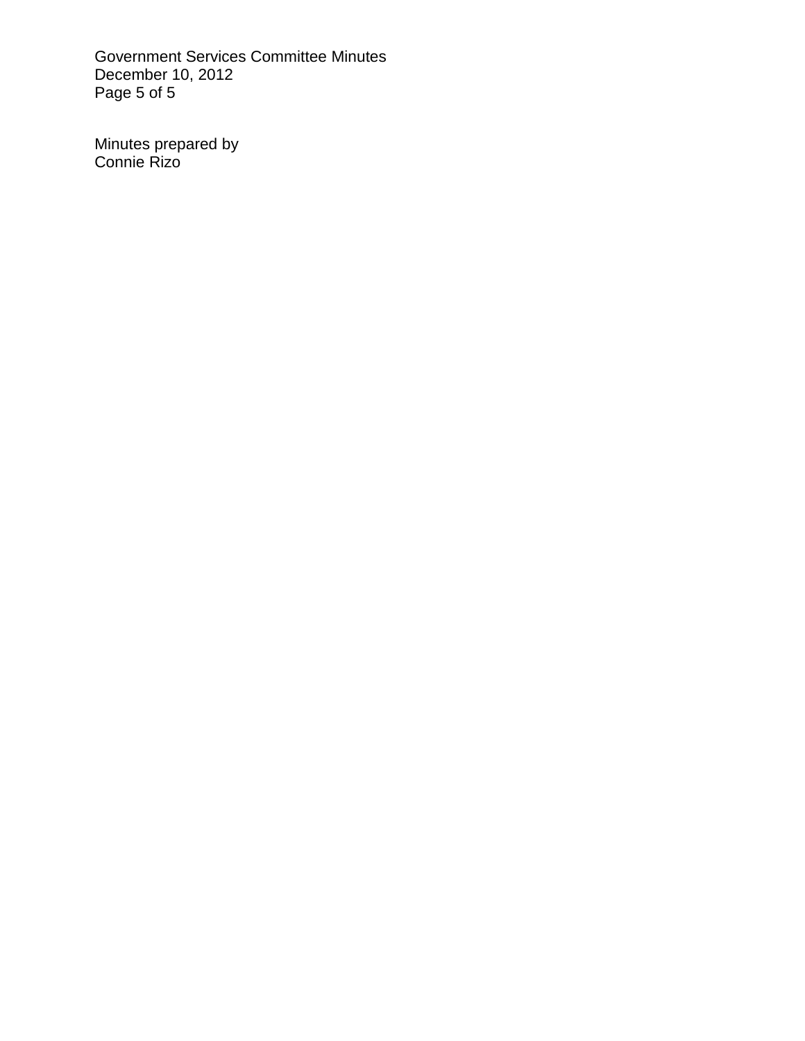Minutes prepared by
Connie Rizo